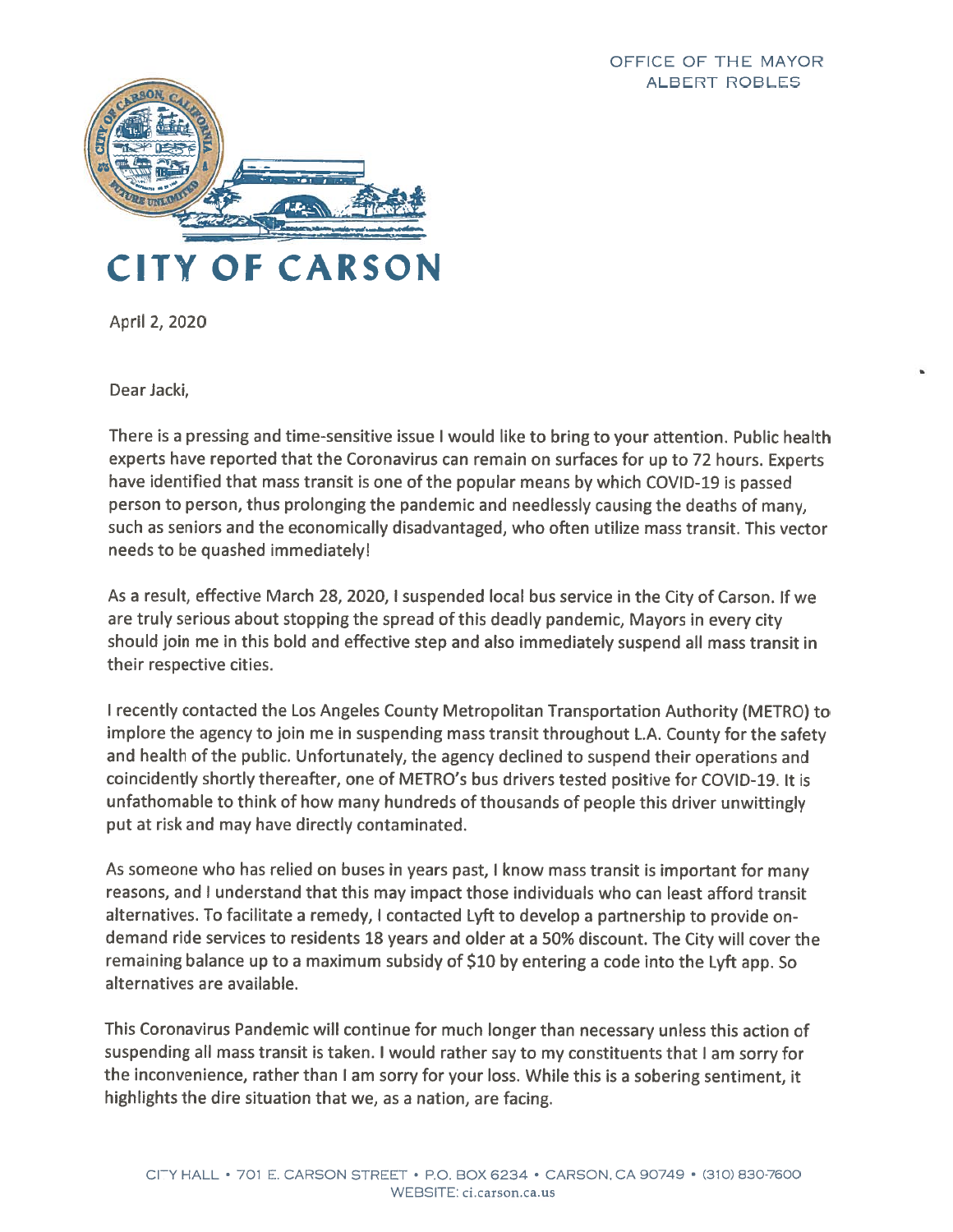OFFICE OF THE MAYOR
ALBERT ROBLES

# CITY OF CARSON

April 2, 2020

Dear Jacki,

There is a pressing and time-sensitive issue I would like to bring to your attention. Public health experts have reported that the Coronavirus can remain on surfaces for up to 72 hours. Experts have identified that mass transit is one of the popular means by which COVID-19 is passed person to person, thus prolonging the pandemic and needlessly causing the deaths of many, such as seniors and the economically disadvantaged, who often utilize mass transit. This vector needs to be quashed immediately!

As a result, effective March 28, 2020, I suspended local bus service in the City of Carson. If we are truly serious about stopping the spread of this deadly pandemic, Mayors in every city should join me in this bold and effective step and also immediately suspend all mass transit in their respective cities.

I recently contacted the Los Angeles County Metropolitan Transportation Authority (METRO) to implore the agency to join me in suspending mass transit throughout L.A. County for the safety and health of the public. Unfortunately, the agency declined to suspend their operations and coincidently shortly thereafter, one of METRO's bus drivers tested positive for COVID-19. It is unfathomable to think of how many hundreds of thousands of people this driver unwittingly put at risk and may have directly contaminated.

As someone who has relied on buses in years past, I know mass transit is important for many reasons, and I understand that this may impact those individuals who can least afford transit alternatives. To facilitate a remedy, I contacted Lyft to develop a partnership to provide on-demand ride services to residents 18 years and older at a 50% discount. The City will cover the remaining balance up to a maximum subsidy of $10 by entering a code into the Lyft app. So alternatives are available.

This Coronavirus Pandemic will continue for much longer than necessary unless this action of suspending all mass transit is taken. I would rather say to my constituents that I am sorry for the inconvenience, rather than I am sorry for your loss. While this is a sobering sentiment, it highlights the dire situation that we, as a nation, are facing.

CITY HALL • 701 E. CARSON STREET • P.O. BOX 6234 • CARSON, CA 90749 • (310) 830-7600
WEBSITE: ci.carson.ca.us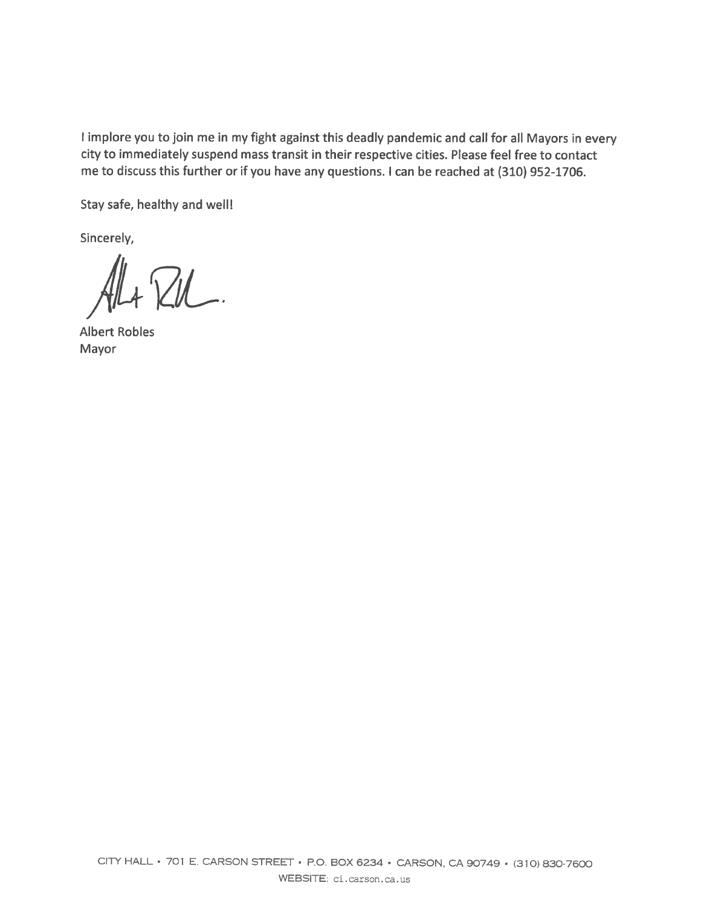I implore you to join me in my fight against this deadly pandemic and call for all Mayors in every city to immediately suspend mass transit in their respective cities. Please feel free to contact me to discuss this further or if you have any questions. I can be reached at (310) 952-1706.

Stay safe, healthy and well!

Sincerely,

Albert Robles
Mayor

CITY HALL • 701 E. CARSON STREET • P.O. BOX 6234 • CARSON, CA 90749 • (310) 830-7600
WEBSITE: ci.carson.ca.us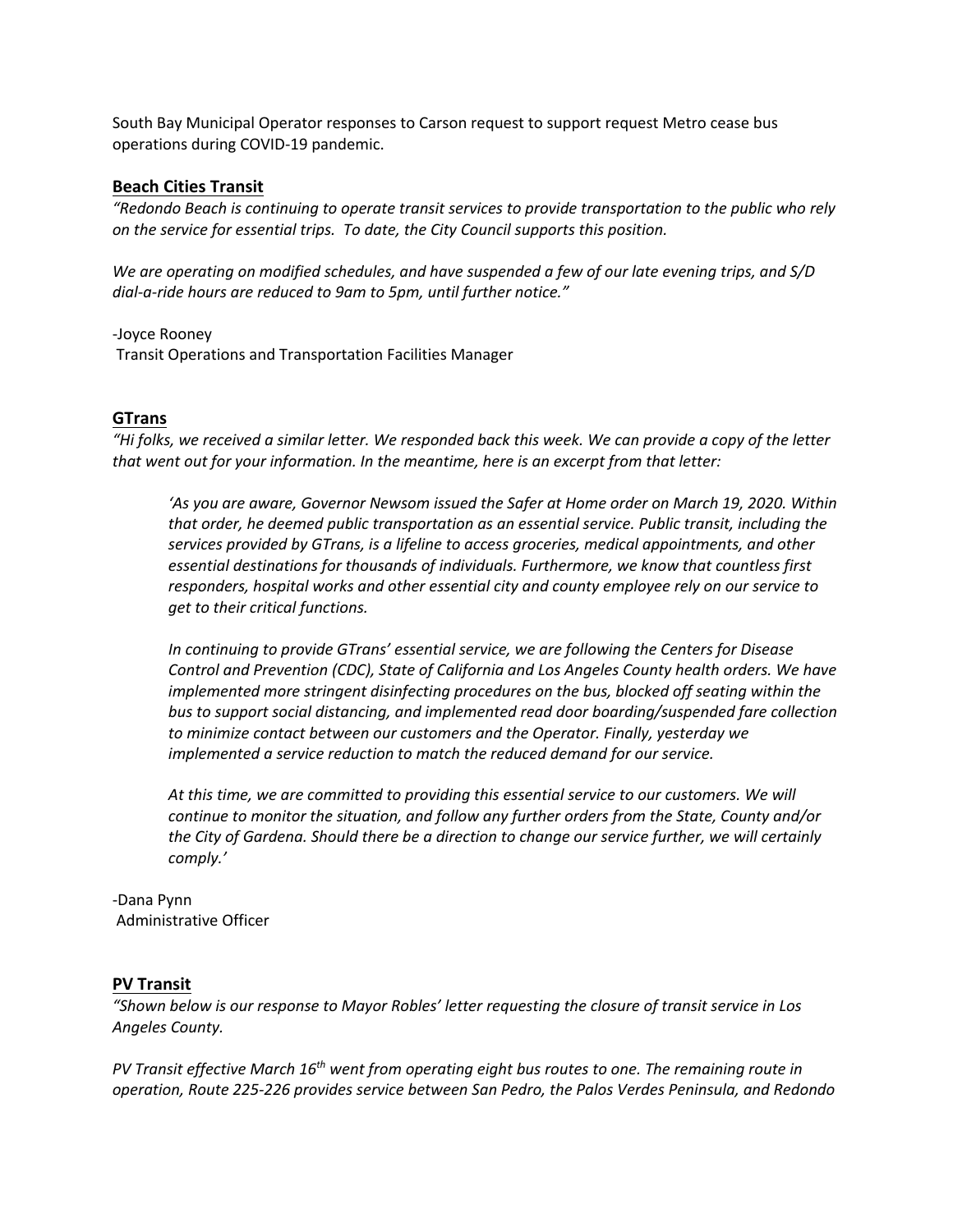South Bay Municipal Operator responses to Carson request to support request Metro cease bus operations during COVID-19 pandemic.

## **Beach Cities Transit**

*"Redondo Beach is continuing to operate transit services to provide transportation to the public who rely on the service for essential trips. To date, the City Council supports this position.*

*We are operating on modified schedules, and have suspended a few of our late evening trips, and S/D dial-a-ride hours are reduced to 9am to 5pm, until further notice."*

-Joyce Rooney
Transit Operations and Transportation Facilities Manager

## **GTrans**

*"Hi folks, we received a similar letter. We responded back this week. We can provide a copy of the letter that went out for your information. In the meantime, here is an excerpt from that letter:*

> *'As you are aware, Governor Newsom issued the Safer at Home order on March 19, 2020. Within that order, he deemed public transportation as an essential service. Public transit, including the services provided by GTrans, is a lifeline to access groceries, medical appointments, and other essential destinations for thousands of individuals. Furthermore, we know that countless first responders, hospital works and other essential city and county employee rely on our service to get to their critical functions.*
>
> *In continuing to provide GTrans' essential service, we are following the Centers for Disease Control and Prevention (CDC), State of California and Los Angeles County health orders. We have implemented more stringent disinfecting procedures on the bus, blocked off seating within the bus to support social distancing, and implemented read door boarding/suspended fare collection to minimize contact between our customers and the Operator. Finally, yesterday we implemented a service reduction to match the reduced demand for our service.*
>
> *At this time, we are committed to providing this essential service to our customers. We will continue to monitor the situation, and follow any further orders from the State, County and/or the City of Gardena. Should there be a direction to change our service further, we will certainly comply.'*

-Dana Pynn
Administrative Officer

## **PV Transit**

*"Shown below is our response to Mayor Robles' letter requesting the closure of transit service in Los Angeles County.*

*PV Transit effective March 16th went from operating eight bus routes to one. The remaining route in operation, Route 225-226 provides service between San Pedro, the Palos Verdes Peninsula, and Redondo*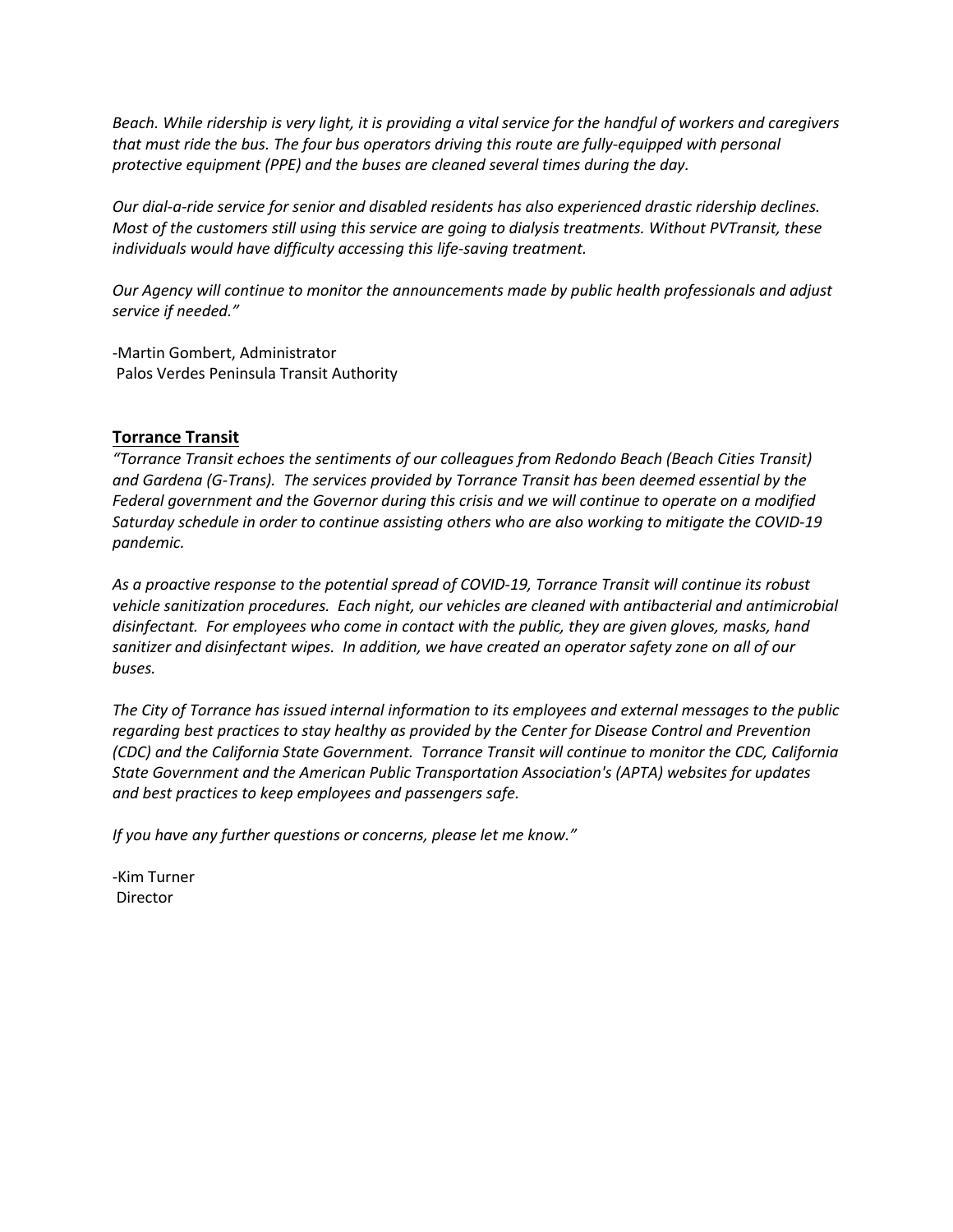*Beach. While ridership is very light, it is providing a vital service for the handful of workers and caregivers that must ride the bus. The four bus operators driving this route are fully-equipped with personal protective equipment (PPE) and the buses are cleaned several times during the day.*

*Our dial-a-ride service for senior and disabled residents has also experienced drastic ridership declines. Most of the customers still using this service are going to dialysis treatments. Without PVTransit, these individuals would have difficulty accessing this life-saving treatment.*

*Our Agency will continue to monitor the announcements made by public health professionals and adjust service if needed."*

-Martin Gombert, Administrator
Palos Verdes Peninsula Transit Authority

## Torrance Transit

*"Torrance Transit echoes the sentiments of our colleagues from Redondo Beach (Beach Cities Transit) and Gardena (G-Trans). The services provided by Torrance Transit has been deemed essential by the Federal government and the Governor during this crisis and we will continue to operate on a modified Saturday schedule in order to continue assisting others who are also working to mitigate the COVID-19 pandemic.*

*As a proactive response to the potential spread of COVID-19, Torrance Transit will continue its robust vehicle sanitization procedures. Each night, our vehicles are cleaned with antibacterial and antimicrobial disinfectant. For employees who come in contact with the public, they are given gloves, masks, hand sanitizer and disinfectant wipes. In addition, we have created an operator safety zone on all of our buses.*

*The City of Torrance has issued internal information to its employees and external messages to the public regarding best practices to stay healthy as provided by the Center for Disease Control and Prevention (CDC) and the California State Government. Torrance Transit will continue to monitor the CDC, California State Government and the American Public Transportation Association's (APTA) websites for updates and best practices to keep employees and passengers safe.*

*If you have any further questions or concerns, please let me know."*

-Kim Turner
Director